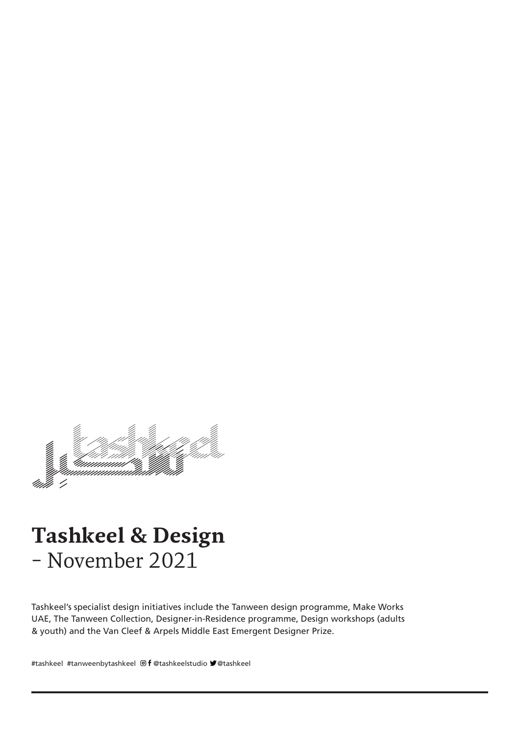# Tashkeel & Design
## - November 2021

Tashkeel's specialist design initiatives include the Tanween design programme, Make Works UAE, The Tanween Collection, Designer-in-Residence programme, Design workshops (adults & youth) and the Van Cleef & Arpels Middle East Emergent Designer Prize.

#tashkeel #tanweenbytashkeel @tashkeelstudio @tashkeel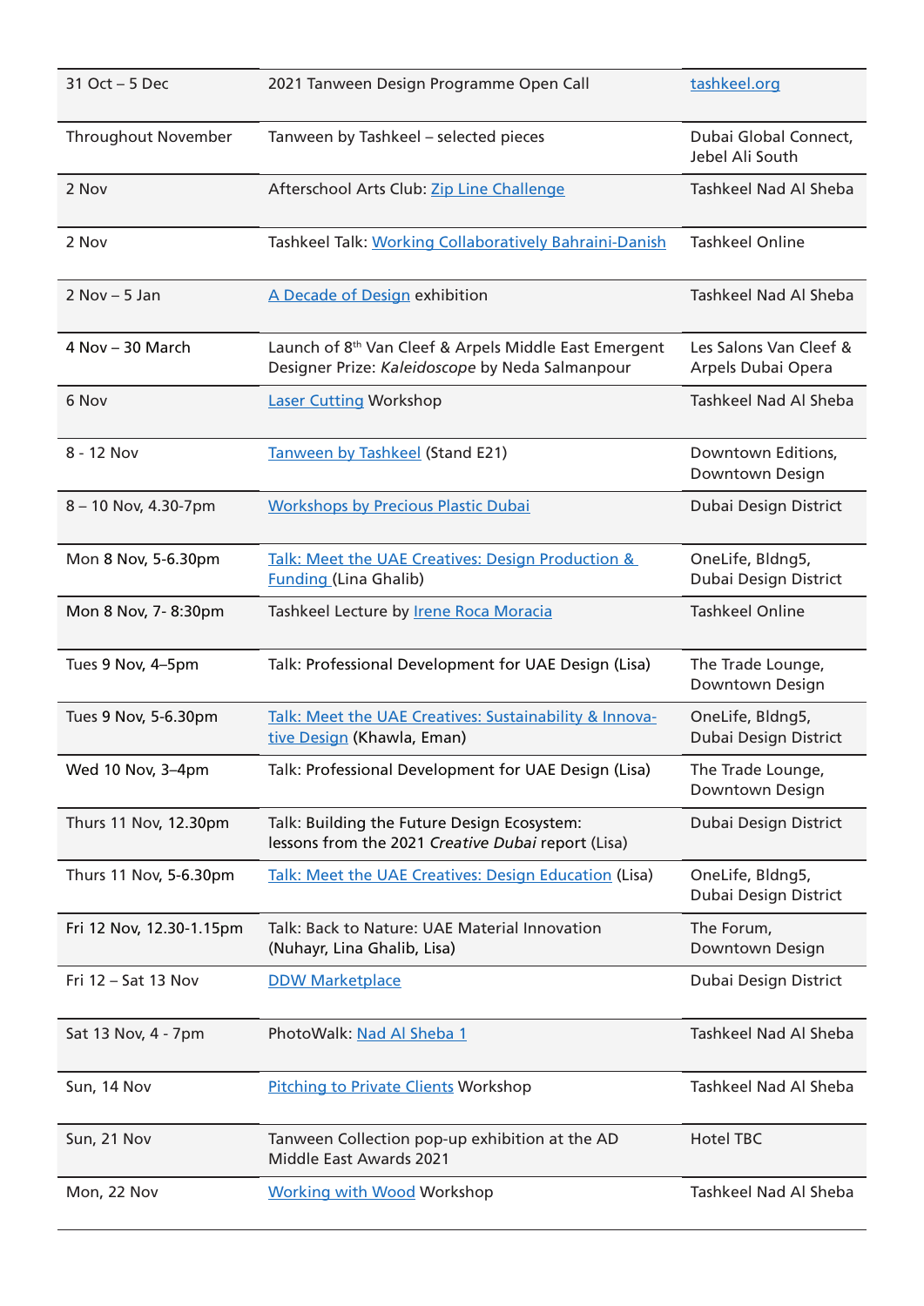| | | |
|---|---|---|
| 31 Oct – 5 Dec | 2021 Tanween Design Programme Open Call | tashkeel.org |
| Throughout November | Tanween by Tashkeel – selected pieces | Dubai Global Connect, Jebel Ali South |
| 2 Nov | Afterschool Arts Club: Zip Line Challenge | Tashkeel Nad Al Sheba |
| 2 Nov | Tashkeel Talk: Working Collaboratively Bahraini-Danish | Tashkeel Online |
| 2 Nov – 5 Jan | A Decade of Design exhibition | Tashkeel Nad Al Sheba |
| 4 Nov – 30 March | Launch of 8th Van Cleef & Arpels Middle East Emergent Designer Prize: *Kaleidoscope* by Neda Salmanpour | Les Salons Van Cleef & Arpels Dubai Opera |
| 6 Nov | Laser Cutting Workshop | Tashkeel Nad Al Sheba |
| 8 - 12 Nov | Tanween by Tashkeel (Stand E21) | Downtown Editions, Downtown Design |
| 8 – 10 Nov, 4.30-7pm | Workshops by Precious Plastic Dubai | Dubai Design District |
| Mon 8 Nov, 5-6.30pm | Talk: Meet the UAE Creatives: Design Production & Funding (Lina Ghalib) | OneLife, Bldng5, Dubai Design District |
| Mon 8 Nov, 7- 8:30pm | Tashkeel Lecture by Irene Roca Moracia | Tashkeel Online |
| Tues 9 Nov, 4–5pm | Talk: Professional Development for UAE Design (Lisa) | The Trade Lounge, Downtown Design |
| Tues 9 Nov, 5-6.30pm | Talk: Meet the UAE Creatives: Sustainability & Innovative Design (Khawla, Eman) | OneLife, Bldng5, Dubai Design District |
| Wed 10 Nov, 3–4pm | Talk: Professional Development for UAE Design (Lisa) | The Trade Lounge, Downtown Design |
| Thurs 11 Nov, 12.30pm | Talk: Building the Future Design Ecosystem: lessons from the 2021 *Creative Dubai* report (Lisa) | Dubai Design District |
| Thurs 11 Nov, 5-6.30pm | Talk: Meet the UAE Creatives: Design Education (Lisa) | OneLife, Bldng5, Dubai Design District |
| Fri 12 Nov, 12.30-1.15pm | Talk: Back to Nature: UAE Material Innovation (Nuhayr, Lina Ghalib, Lisa) | The Forum, Downtown Design |
| Fri 12 – Sat 13 Nov | DDW Marketplace | Dubai Design District |
| Sat 13 Nov, 4 - 7pm | PhotoWalk: Nad Al Sheba 1 | Tashkeel Nad Al Sheba |
| Sun, 14 Nov | Pitching to Private Clients Workshop | Tashkeel Nad Al Sheba |
| Sun, 21 Nov | Tanween Collection pop-up exhibition at the AD Middle East Awards 2021 | Hotel TBC |
| Mon, 22 Nov | Working with Wood Workshop | Tashkeel Nad Al Sheba |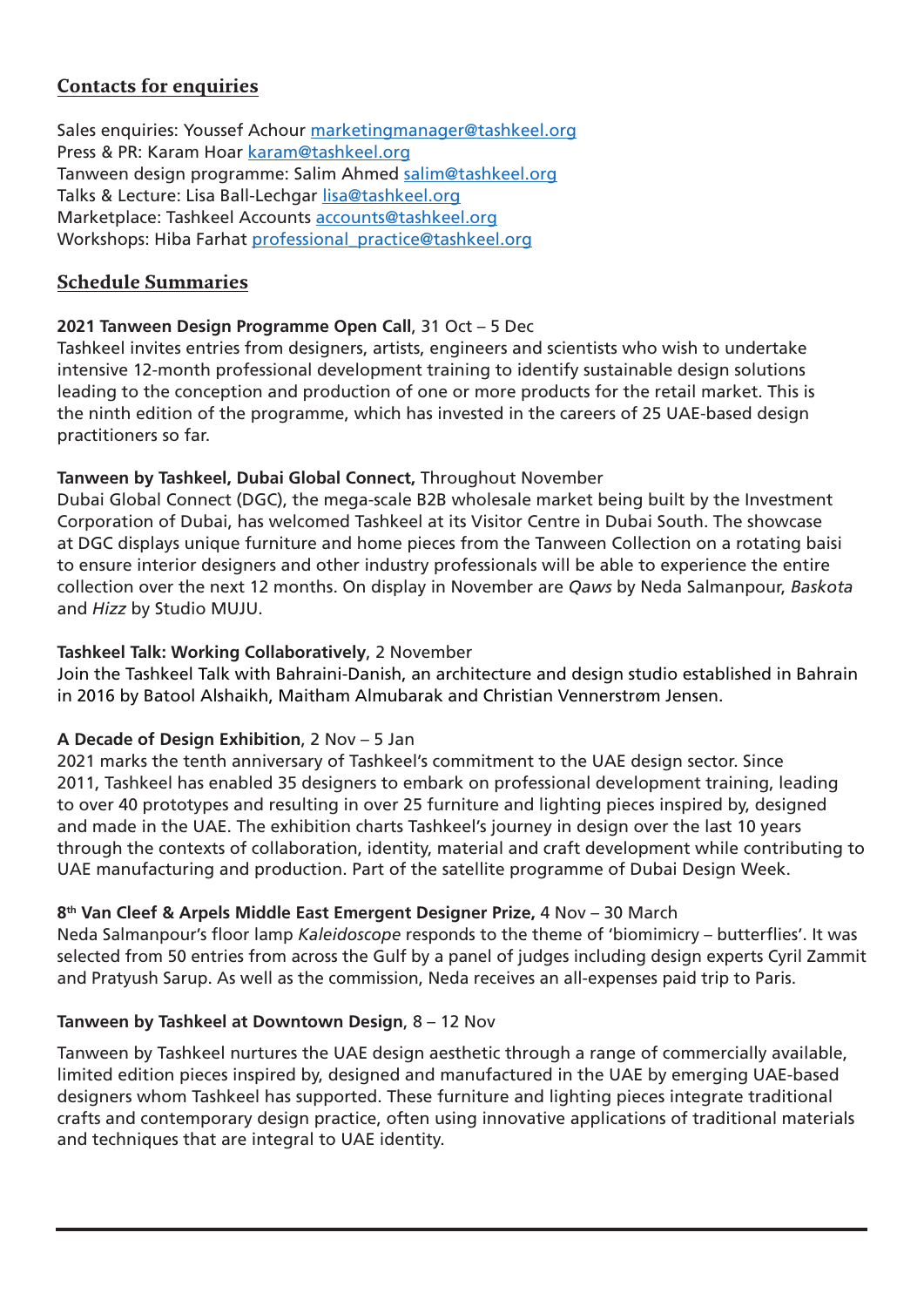## Contacts for enquiries

Sales enquiries: Youssef Achour marketingmanager@tashkeel.org
Press & PR: Karam Hoar karam@tashkeel.org
Tanween design programme: Salim Ahmed salim@tashkeel.org
Talks & Lecture: Lisa Ball-Lechgar lisa@tashkeel.org
Marketplace: Tashkeel Accounts accounts@tashkeel.org
Workshops: Hiba Farhat professional_practice@tashkeel.org

## Schedule Summaries

**2021 Tanween Design Programme Open Call**, 31 Oct – 5 Dec
Tashkeel invites entries from designers, artists, engineers and scientists who wish to undertake intensive 12-month professional development training to identify sustainable design solutions leading to the conception and production of one or more products for the retail market. This is the ninth edition of the programme, which has invested in the careers of 25 UAE-based design practitioners so far.

**Tanween by Tashkeel, Dubai Global Connect,** Throughout November
Dubai Global Connect (DGC), the mega-scale B2B wholesale market being built by the Investment Corporation of Dubai, has welcomed Tashkeel at its Visitor Centre in Dubai South. The showcase at DGC displays unique furniture and home pieces from the Tanween Collection on a rotating baisi to ensure interior designers and other industry professionals will be able to experience the entire collection over the next 12 months. On display in November are *Qaws* by Neda Salmanpour, *Baskota* and *Hizz* by Studio MUJU.

**Tashkeel Talk: Working Collaboratively**, 2 November
Join the Tashkeel Talk with Bahraini-Danish, an architecture and design studio established in Bahrain in 2016 by Batool Alshaikh, Maitham Almubarak and Christian Vennerstrøm Jensen.

**A Decade of Design Exhibition**, 2 Nov – 5 Jan
2021 marks the tenth anniversary of Tashkeel's commitment to the UAE design sector. Since 2011, Tashkeel has enabled 35 designers to embark on professional development training, leading to over 40 prototypes and resulting in over 25 furniture and lighting pieces inspired by, designed and made in the UAE. The exhibition charts Tashkeel's journey in design over the last 10 years through the contexts of collaboration, identity, material and craft development while contributing to UAE manufacturing and production. Part of the satellite programme of Dubai Design Week.

**8th Van Cleef & Arpels Middle East Emergent Designer Prize,** 4 Nov – 30 March
Neda Salmanpour's floor lamp *Kaleidoscope* responds to the theme of 'biomimicry – butterflies'. It was selected from 50 entries from across the Gulf by a panel of judges including design experts Cyril Zammit and Pratyush Sarup. As well as the commission, Neda receives an all-expenses paid trip to Paris.

**Tanween by Tashkeel at Downtown Design**, 8 – 12 Nov

Tanween by Tashkeel nurtures the UAE design aesthetic through a range of commercially available, limited edition pieces inspired by, designed and manufactured in the UAE by emerging UAE-based designers whom Tashkeel has supported. These furniture and lighting pieces integrate traditional crafts and contemporary design practice, often using innovative applications of traditional materials and techniques that are integral to UAE identity.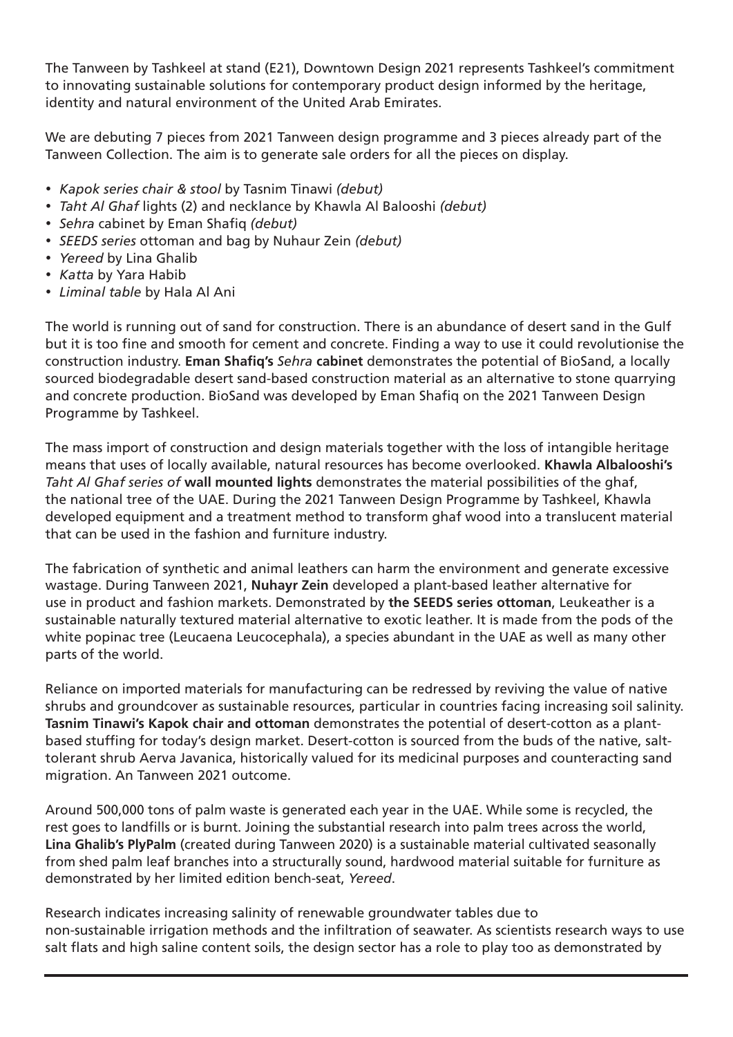The Tanween by Tashkeel at stand (E21), Downtown Design 2021 represents Tashkeel's commitment to innovating sustainable solutions for contemporary product design informed by the heritage, identity and natural environment of the United Arab Emirates.

We are debuting 7 pieces from 2021 Tanween design programme and 3 pieces already part of the Tanween Collection. The aim is to generate sale orders for all the pieces on display.

- *Kapok series chair & stool* by Tasnim Tinawi *(debut)*
- *Taht Al Ghaf* lights (2) and necklance by Khawla Al Balooshi *(debut)*
- *Sehra* cabinet by Eman Shafiq *(debut)*
- *SEEDS series* ottoman and bag by Nuhaur Zein *(debut)*
- *Yereed* by Lina Ghalib
- *Katta* by Yara Habib
- *Liminal table* by Hala Al Ani

The world is running out of sand for construction. There is an abundance of desert sand in the Gulf but it is too fine and smooth for cement and concrete. Finding a way to use it could revolutionise the construction industry. **Eman Shafiq's** ***Sehra*** **cabinet** demonstrates the potential of BioSand, a locally sourced biodegradable desert sand-based construction material as an alternative to stone quarrying and concrete production. BioSand was developed by Eman Shafiq on the 2021 Tanween Design Programme by Tashkeel.

The mass import of construction and design materials together with the loss of intangible heritage means that uses of locally available, natural resources has become overlooked. **Khawla Albalooshi's** *Taht Al Ghaf series of* **wall mounted lights** demonstrates the material possibilities of the ghaf, the national tree of the UAE. During the 2021 Tanween Design Programme by Tashkeel, Khawla developed equipment and a treatment method to transform ghaf wood into a translucent material that can be used in the fashion and furniture industry.

The fabrication of synthetic and animal leathers can harm the environment and generate excessive wastage. During Tanween 2021, **Nuhayr Zein** developed a plant-based leather alternative for use in product and fashion markets. Demonstrated by **the SEEDS series ottoman**, Leukeather is a sustainable naturally textured material alternative to exotic leather. It is made from the pods of the white popinac tree (Leucaena Leucocephala), a species abundant in the UAE as well as many other parts of the world.

Reliance on imported materials for manufacturing can be redressed by reviving the value of native shrubs and groundcover as sustainable resources, particular in countries facing increasing soil salinity. **Tasnim Tinawi's Kapok chair and ottoman** demonstrates the potential of desert-cotton as a plant-based stuffing for today's design market. Desert-cotton is sourced from the buds of the native, salt-tolerant shrub Aerva Javanica, historically valued for its medicinal purposes and counteracting sand migration. An Tanween 2021 outcome.

Around 500,000 tons of palm waste is generated each year in the UAE. While some is recycled, the rest goes to landfills or is burnt. Joining the substantial research into palm trees across the world, **Lina Ghalib's PlyPalm** (created during Tanween 2020) is a sustainable material cultivated seasonally from shed palm leaf branches into a structurally sound, hardwood material suitable for furniture as demonstrated by her limited edition bench-seat, *Yereed*.

Research indicates increasing salinity of renewable groundwater tables due to non-sustainable irrigation methods and the infiltration of seawater. As scientists research ways to use salt flats and high saline content soils, the design sector has a role to play too as demonstrated by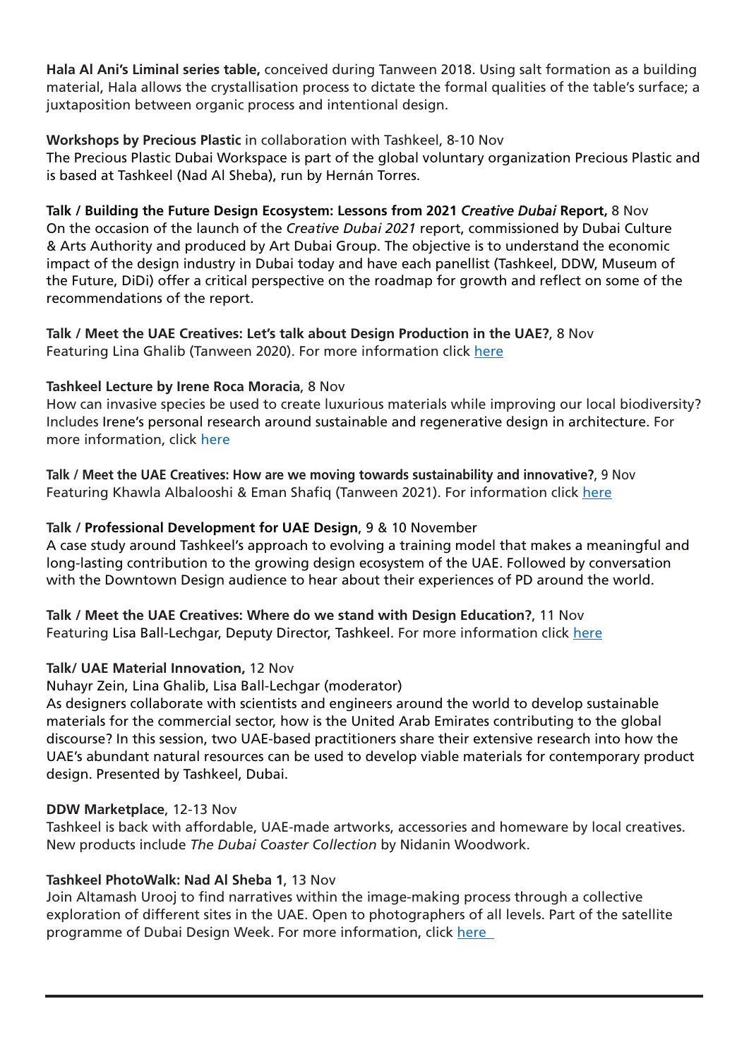**Hala Al Ani's Liminal series table,** conceived during Tanween 2018. Using salt formation as a building material, Hala allows the crystallisation process to dictate the formal qualities of the table's surface; a juxtaposition between organic process and intentional design.

**Workshops by Precious Plastic** in collaboration with Tashkeel, 8-10 Nov
The Precious Plastic Dubai Workspace is part of the global voluntary organization Precious Plastic and is based at Tashkeel (Nad Al Sheba), run by Hernán Torres.

**Talk / Building the Future Design Ecosystem: Lessons from 2021 *Creative Dubai* Report,** 8 Nov
On the occasion of the launch of the *Creative Dubai 2021* report, commissioned by Dubai Culture & Arts Authority and produced by Art Dubai Group. The objective is to understand the economic impact of the design industry in Dubai today and have each panellist (Tashkeel, DDW, Museum of the Future, DiDi) offer a critical perspective on the roadmap for growth and reflect on some of the recommendations of the report.

**Talk / Meet the UAE Creatives: Let's talk about Design Production in the UAE?**, 8 Nov
Featuring Lina Ghalib (Tanween 2020). For more information click here

**Tashkeel Lecture by Irene Roca Moracia**, 8 Nov
How can invasive species be used to create luxurious materials while improving our local biodiversity? Includes Irene's personal research around sustainable and regenerative design in architecture. For more information, click here

**Talk / Meet the UAE Creatives: How are we moving towards sustainability and innovative?**, 9 Nov
Featuring Khawla Albalooshi & Eman Shafiq (Tanween 2021). For information click here

**Talk / Professional Development for UAE Design**, 9 & 10 November
A case study around Tashkeel's approach to evolving a training model that makes a meaningful and long-lasting contribution to the growing design ecosystem of the UAE. Followed by conversation with the Downtown Design audience to hear about their experiences of PD around the world.

**Talk / Meet the UAE Creatives: Where do we stand with Design Education?**, 11 Nov
Featuring Lisa Ball-Lechgar, Deputy Director, Tashkeel. For more information click here

**Talk/ UAE Material Innovation,** 12 Nov
Nuhayr Zein, Lina Ghalib, Lisa Ball-Lechgar (moderator)
As designers collaborate with scientists and engineers around the world to develop sustainable materials for the commercial sector, how is the United Arab Emirates contributing to the global discourse? In this session, two UAE-based practitioners share their extensive research into how the UAE's abundant natural resources can be used to develop viable materials for contemporary product design. Presented by Tashkeel, Dubai.

**DDW Marketplace**, 12-13 Nov
Tashkeel is back with affordable, UAE-made artworks, accessories and homeware by local creatives. New products include *The Dubai Coaster Collection* by Nidanin Woodwork.

**Tashkeel PhotoWalk: Nad Al Sheba 1**, 13 Nov
Join Altamash Urooj to find narratives within the image-making process through a collective exploration of different sites in the UAE. Open to photographers of all levels. Part of the satellite programme of Dubai Design Week. For more information, click here